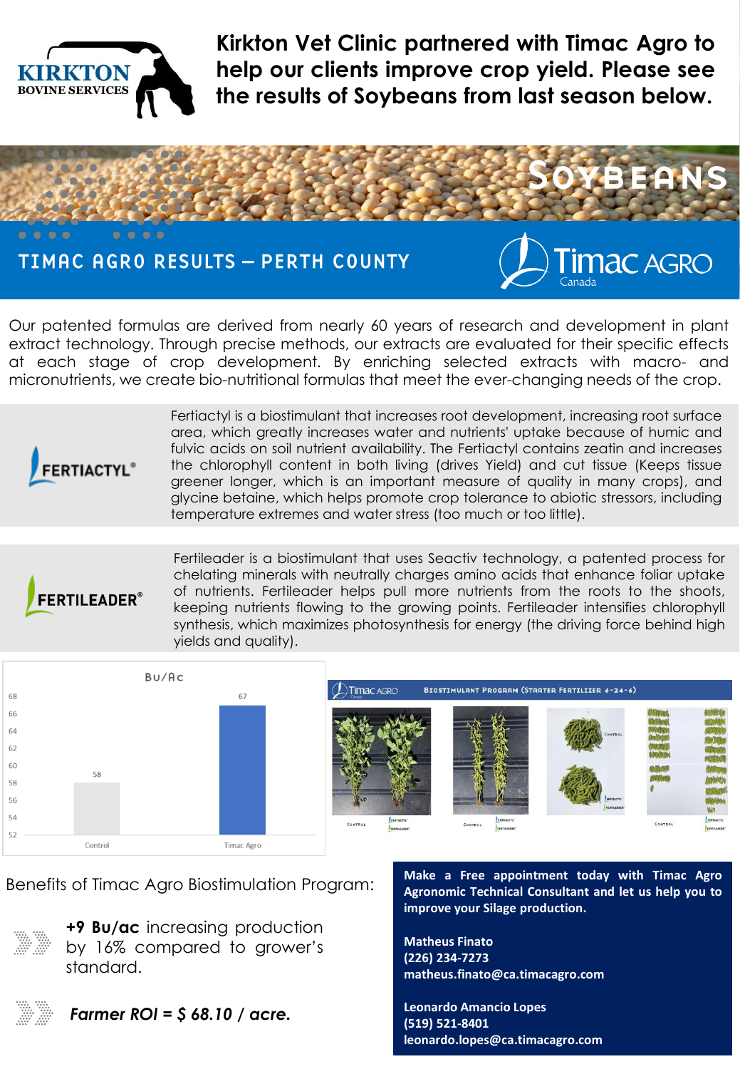# Kirkton Vet Clinic partnered with Timac Agro to help our clients improve crop yield. Please see the results of Soybeans from last season below.

KIRKTON BOVINE SERVICES

## SOYBEANS

## TIMAC AGRO RESULTS – PERTH COUNTY

Timac AGRO Canada

Our patented formulas are derived from nearly 60 years of research and development in plant extract technology. Through precise methods, our extracts are evaluated for their specific effects at each stage of crop development. By enriching selected extracts with macro- and micronutrients, we create bio-nutritional formulas that meet the ever-changing needs of the crop.

**FERTIACTYL®**

Fertiactyl is a biostimulant that increases root development, increasing root surface area, which greatly increases water and nutrients' uptake because of humic and fulvic acids on soil nutrient availability. The Fertiactyl contains zeatin and increases the chlorophyll content in both living (drives Yield) and cut tissue (Keeps tissue greener longer, which is an important measure of quality in many crops), and glycine betaine, which helps promote crop tolerance to abiotic stressors, including temperature extremes and water stress (too much or too little).

**FERTILEADER®**

Fertileader is a biostimulant that uses Seactiv technology, a patented process for chelating minerals with neutrally charges amino acids that enhance foliar uptake of nutrients. Fertileader helps pull more nutrients from the roots to the shoots, keeping nutrients flowing to the growing points. Fertileader intensifies chlorophyll synthesis, which maximizes photosynthesis for energy (the driving force behind high yields and quality).

**Bu/Ac**

| | Control | Timac Agro |
|---|---|---|
| Bu/Ac | 58 | 67 |

**Timac AGRO – Biostimulant Program (Starter Fertilizer 6-24-6)**

Control | Fertiactyl / Fertileader

Benefits of Timac Agro Biostimulation Program:

- **+9 Bu/ac** increasing production by 16% compared to grower's standard.
- ***Farmer ROI = $ 68.10 / acre.***

**Make a Free appointment today with Timac Agro Agronomic Technical Consultant and let us help you to improve your Silage production.**

**Matheus Finato**
**(226) 234-7273**
**matheus.finato@ca.timacagro.com**

**Leonardo Amancio Lopes**
**(519) 521-8401**
**leonardo.lopes@ca.timacagro.com**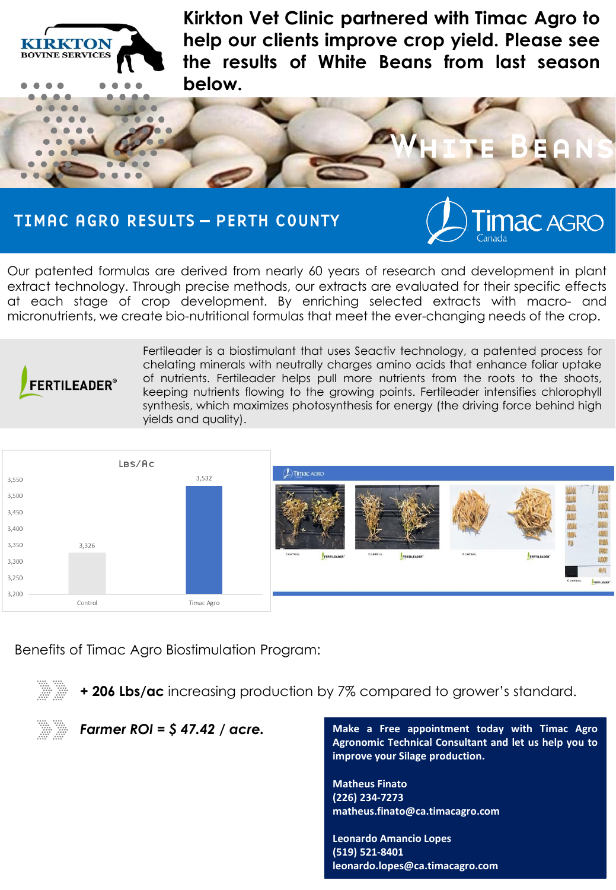KIRKTON BOVINE SERVICES

**Kirkton Vet Clinic partnered with Timac Agro to help our clients improve crop yield. Please see the results of White Beans from last season below.**

# WHITE BEANS

## TIMAC AGRO RESULTS – PERTH COUNTY

Timac AGRO Canada

Our patented formulas are derived from nearly 60 years of research and development in plant extract technology. Through precise methods, our extracts are evaluated for their specific effects at each stage of crop development. By enriching selected extracts with macro- and micronutrients, we create bio-nutritional formulas that meet the ever-changing needs of the crop.

FERTILEADER®

Fertileader is a biostimulant that uses Seactiv technology, a patented process for chelating minerals with neutrally charges amino acids that enhance foliar uptake of nutrients. Fertileader helps pull more nutrients from the roots to the shoots, keeping nutrients flowing to the growing points. Fertileader intensifies chlorophyll synthesis, which maximizes photosynthesis for energy (the driving force behind high yields and quality).

Lbs/Ac

3,550
3,500
3,450
3,400
3,350
3,300
3,250
3,200

3,326
3,532

Control
Timac Agro

Timac AGRO

CONTROL FERTILEADER® CONTROL FERTILEADER® CONTROL FERTILEADER® CONTROL FERTILEADER®

Benefits of Timac Agro Biostimulation Program:

- **+ 206 Lbs/ac** increasing production by 7% compared to grower's standard.
- ***Farmer ROI = $ 47.42 / acre.***

**Make a Free appointment today with Timac Agro Agronomic Technical Consultant and let us help you to improve your Silage production.**

**Matheus Finato**
**(226) 234-7273**
**matheus.finato@ca.timacagro.com**

**Leonardo Amancio Lopes**
**(519) 521-8401**
**leonardo.lopes@ca.timacagro.com**